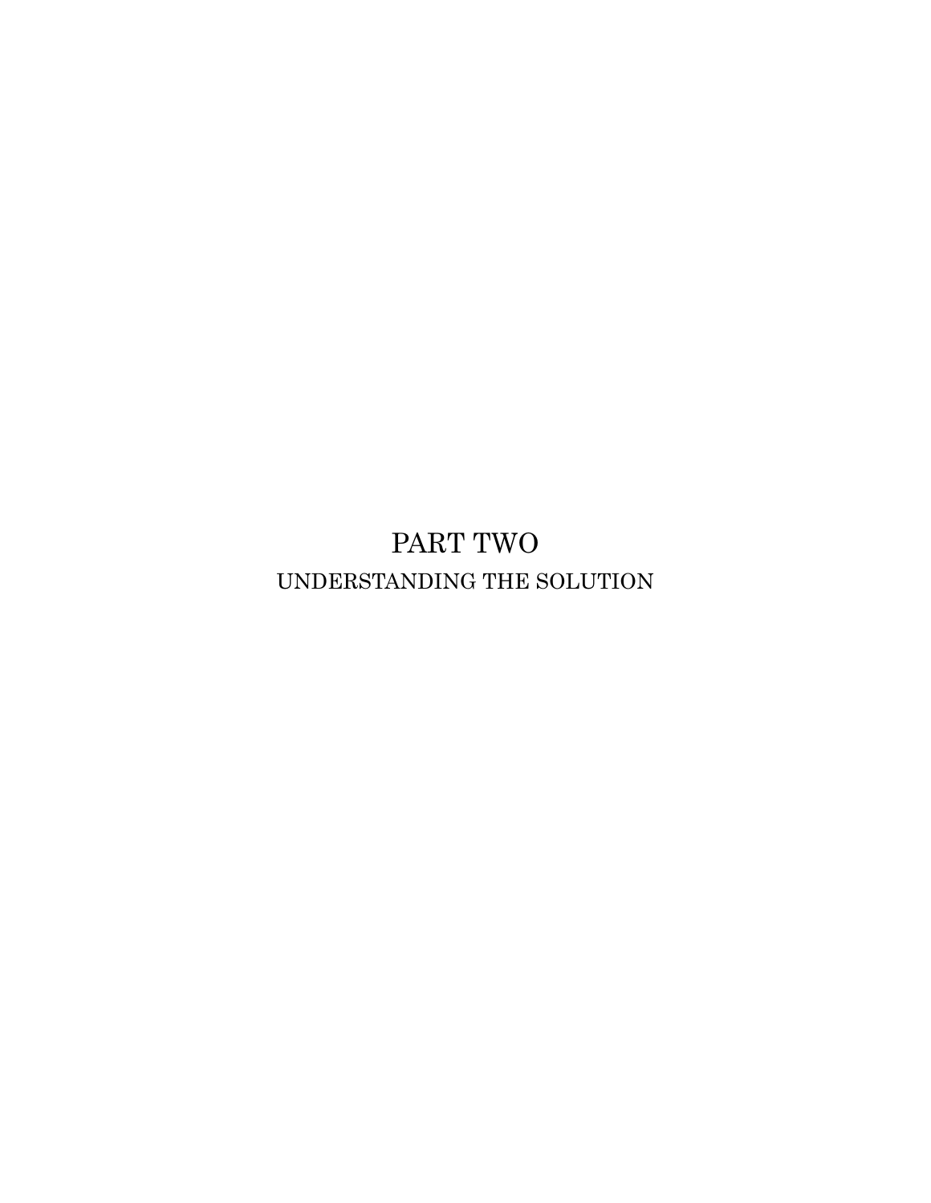# PART TWO

## UNDERSTANDING THE SOLUTION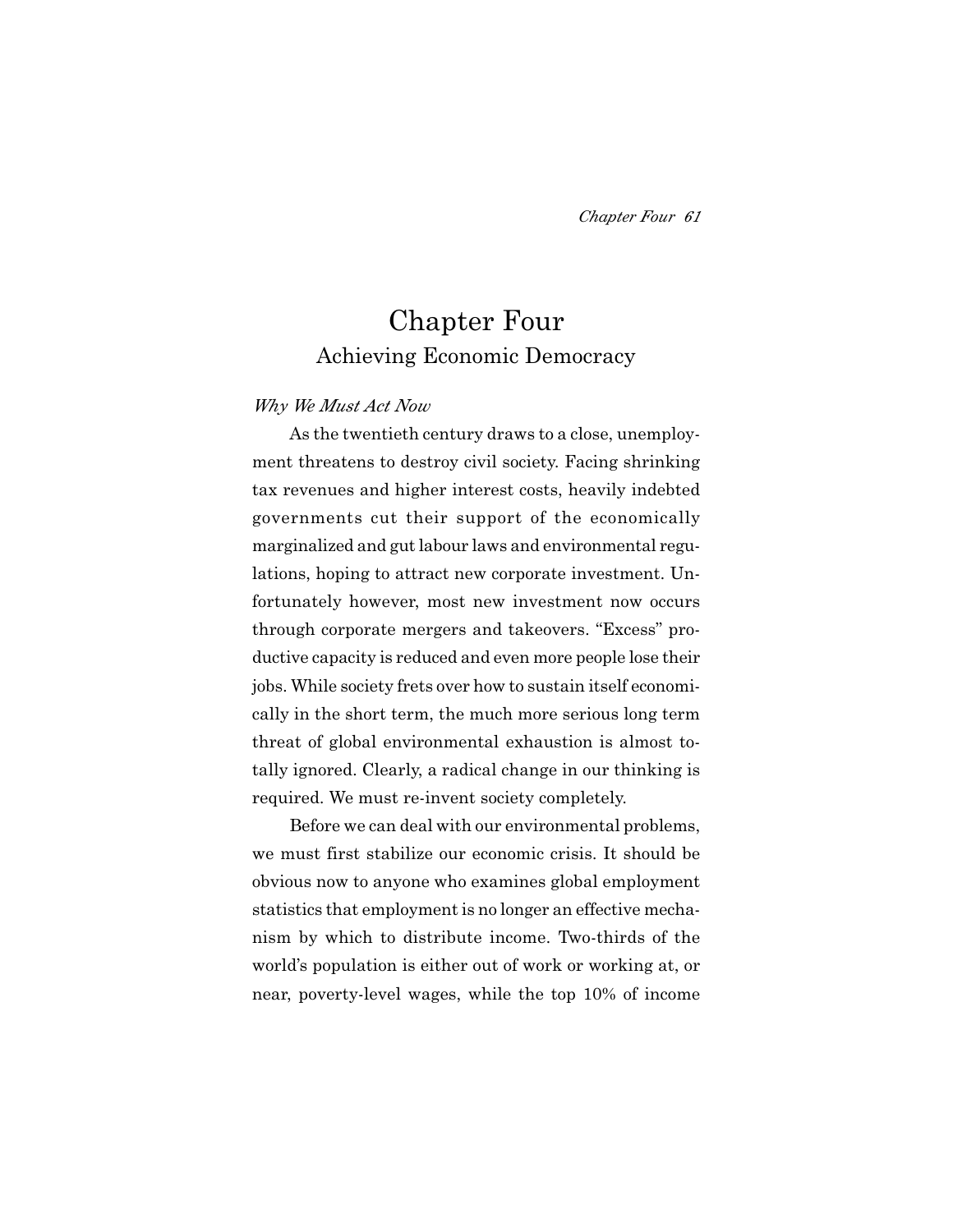# Chapter Four

## Achieving Economic Democracy

*Why We Must Act Now*

As the twentieth century draws to a close, unemployment threatens to destroy civil society. Facing shrinking tax revenues and higher interest costs, heavily indebted governments cut their support of the economically marginalized and gut labour laws and environmental regulations, hoping to attract new corporate investment. Unfortunately however, most new investment now occurs through corporate mergers and takeovers. "Excess" productive capacity is reduced and even more people lose their jobs. While society frets over how to sustain itself economically in the short term, the much more serious long term threat of global environmental exhaustion is almost totally ignored. Clearly, a radical change in our thinking is required. We must re-invent society completely.

Before we can deal with our environmental problems, we must first stabilize our economic crisis. It should be obvious now to anyone who examines global employment statistics that employment is no longer an effective mechanism by which to distribute income. Two-thirds of the world's population is either out of work or working at, or near, poverty-level wages, while the top 10% of income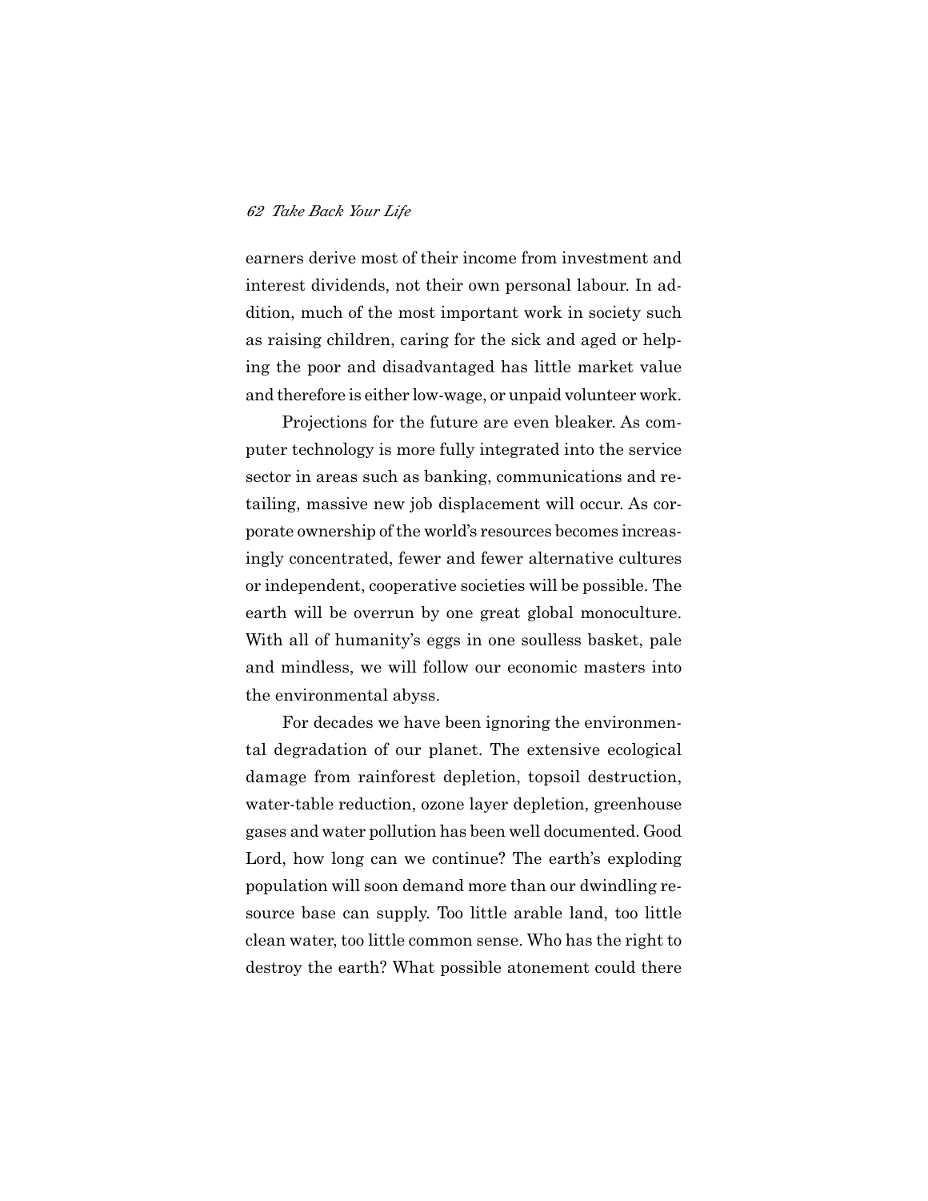earners derive most of their income from investment and interest dividends, not their own personal labour. In addition, much of the most important work in society such as raising children, caring for the sick and aged or helping the poor and disadvantaged has little market value and therefore is either low-wage, or unpaid volunteer work.

Projections for the future are even bleaker. As computer technology is more fully integrated into the service sector in areas such as banking, communications and retailing, massive new job displacement will occur. As corporate ownership of the world's resources becomes increasingly concentrated, fewer and fewer alternative cultures or independent, cooperative societies will be possible. The earth will be overrun by one great global monoculture. With all of humanity's eggs in one soulless basket, pale and mindless, we will follow our economic masters into the environmental abyss.

For decades we have been ignoring the environmental degradation of our planet. The extensive ecological damage from rainforest depletion, topsoil destruction, water-table reduction, ozone layer depletion, greenhouse gases and water pollution has been well documented. Good Lord, how long can we continue? The earth's exploding population will soon demand more than our dwindling resource base can supply. Too little arable land, too little clean water, too little common sense. Who has the right to destroy the earth? What possible atonement could there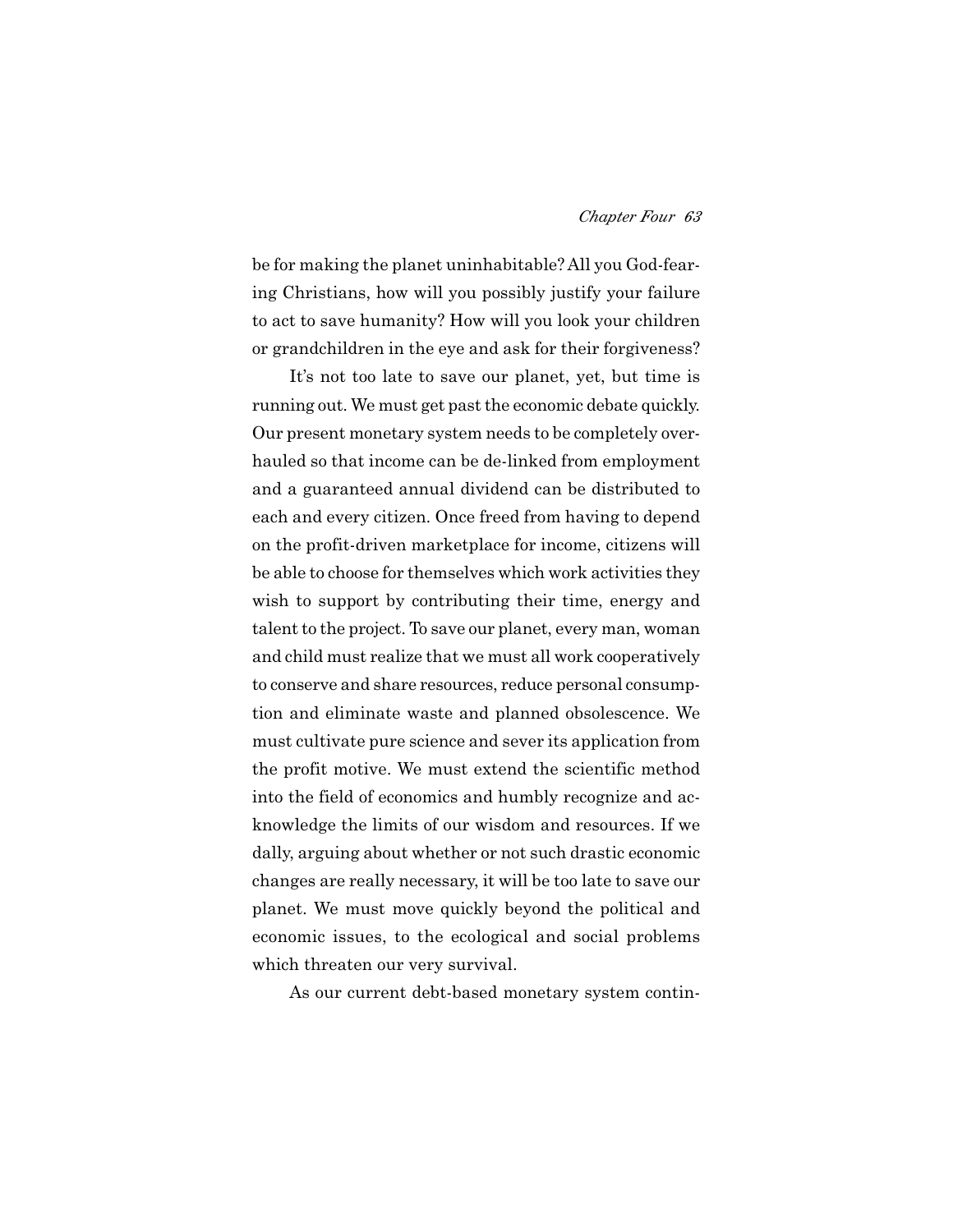be for making the planet uninhabitable? All you God-fearing Christians, how will you possibly justify your failure to act to save humanity? How will you look your children or grandchildren in the eye and ask for their forgiveness?

It's not too late to save our planet, yet, but time is running out. We must get past the economic debate quickly. Our present monetary system needs to be completely overhauled so that income can be de-linked from employment and a guaranteed annual dividend can be distributed to each and every citizen. Once freed from having to depend on the profit-driven marketplace for income, citizens will be able to choose for themselves which work activities they wish to support by contributing their time, energy and talent to the project. To save our planet, every man, woman and child must realize that we must all work cooperatively to conserve and share resources, reduce personal consumption and eliminate waste and planned obsolescence. We must cultivate pure science and sever its application from the profit motive. We must extend the scientific method into the field of economics and humbly recognize and acknowledge the limits of our wisdom and resources. If we dally, arguing about whether or not such drastic economic changes are really necessary, it will be too late to save our planet. We must move quickly beyond the political and economic issues, to the ecological and social problems which threaten our very survival.

As our current debt-based monetary system contin-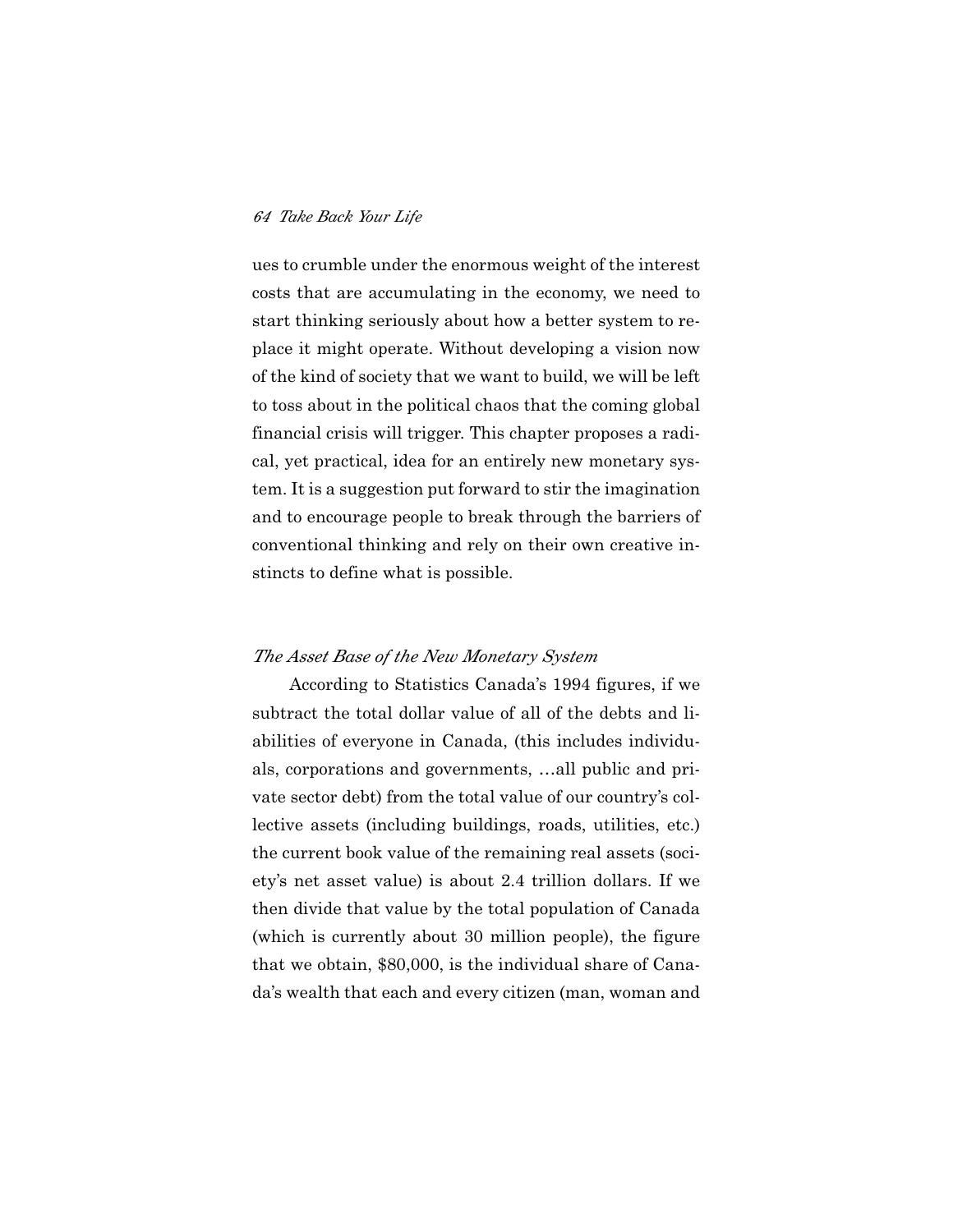ues to crumble under the enormous weight of the interest costs that are accumulating in the economy, we need to start thinking seriously about how a better system to replace it might operate. Without developing a vision now of the kind of society that we want to build, we will be left to toss about in the political chaos that the coming global financial crisis will trigger. This chapter proposes a radical, yet practical, idea for an entirely new monetary system. It is a suggestion put forward to stir the imagination and to encourage people to break through the barriers of conventional thinking and rely on their own creative instincts to define what is possible.

### *The Asset Base of the New Monetary System*

According to Statistics Canada's 1994 figures, if we subtract the total dollar value of all of the debts and liabilities of everyone in Canada, (this includes individuals, corporations and governments, …all public and private sector debt) from the total value of our country's collective assets (including buildings, roads, utilities, etc.) the current book value of the remaining real assets (society's net asset value) is about 2.4 trillion dollars. If we then divide that value by the total population of Canada (which is currently about 30 million people), the figure that we obtain, $80,000, is the individual share of Canada's wealth that each and every citizen (man, woman and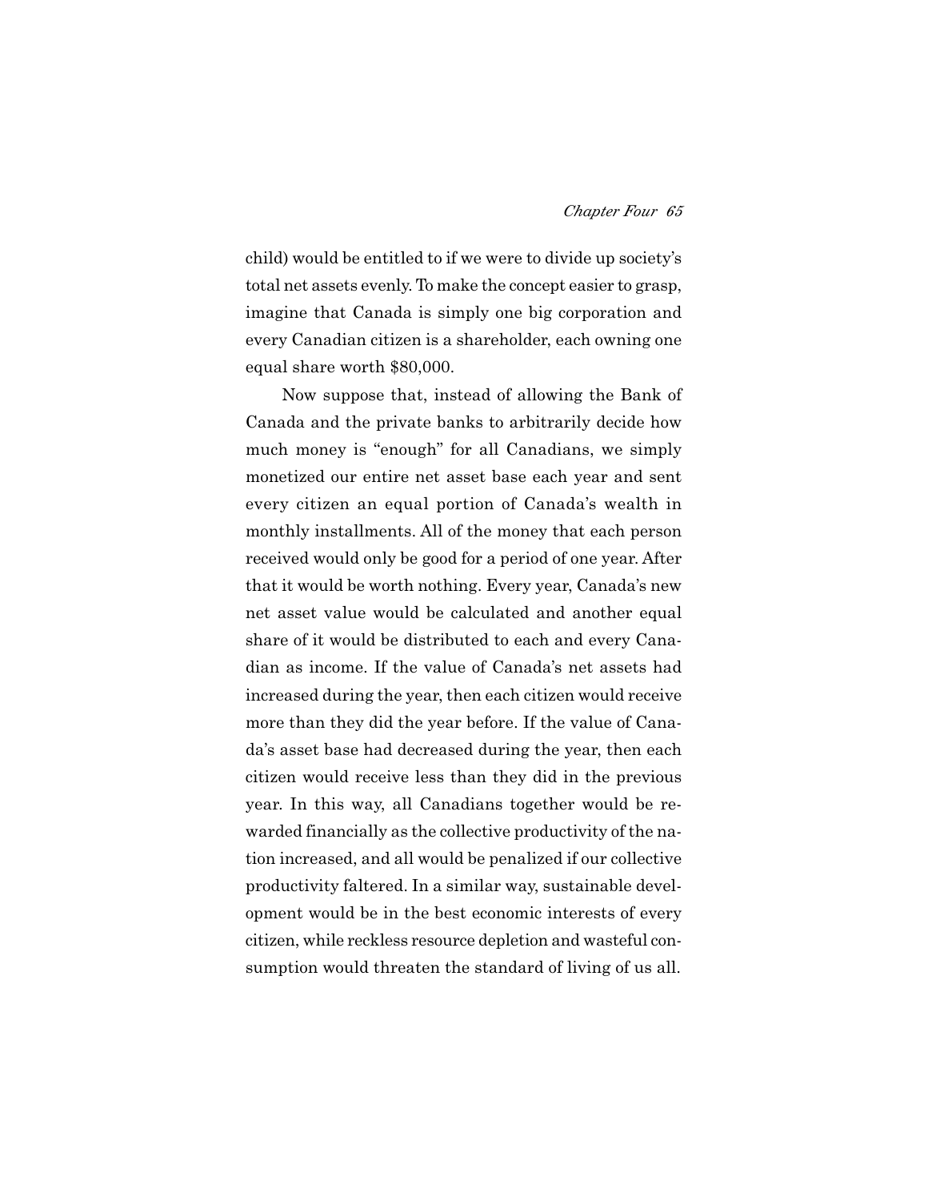child) would be entitled to if we were to divide up society's total net assets evenly. To make the concept easier to grasp, imagine that Canada is simply one big corporation and every Canadian citizen is a shareholder, each owning one equal share worth $80,000.

Now suppose that, instead of allowing the Bank of Canada and the private banks to arbitrarily decide how much money is "enough" for all Canadians, we simply monetized our entire net asset base each year and sent every citizen an equal portion of Canada's wealth in monthly installments. All of the money that each person received would only be good for a period of one year. After that it would be worth nothing. Every year, Canada's new net asset value would be calculated and another equal share of it would be distributed to each and every Canadian as income. If the value of Canada's net assets had increased during the year, then each citizen would receive more than they did the year before. If the value of Canada's asset base had decreased during the year, then each citizen would receive less than they did in the previous year. In this way, all Canadians together would be rewarded financially as the collective productivity of the nation increased, and all would be penalized if our collective productivity faltered. In a similar way, sustainable development would be in the best economic interests of every citizen, while reckless resource depletion and wasteful consumption would threaten the standard of living of us all.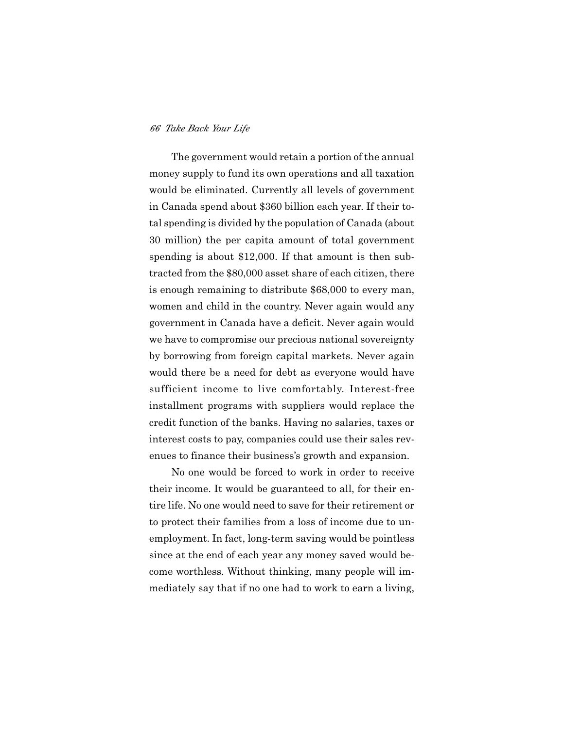The government would retain a portion of the annual money supply to fund its own operations and all taxation would be eliminated. Currently all levels of government in Canada spend about $360 billion each year. If their total spending is divided by the population of Canada (about 30 million) the per capita amount of total government spending is about $12,000. If that amount is then subtracted from the $80,000 asset share of each citizen, there is enough remaining to distribute $68,000 to every man, women and child in the country. Never again would any government in Canada have a deficit. Never again would we have to compromise our precious national sovereignty by borrowing from foreign capital markets. Never again would there be a need for debt as everyone would have sufficient income to live comfortably. Interest-free installment programs with suppliers would replace the credit function of the banks. Having no salaries, taxes or interest costs to pay, companies could use their sales revenues to finance their business's growth and expansion.

No one would be forced to work in order to receive their income. It would be guaranteed to all, for their entire life. No one would need to save for their retirement or to protect their families from a loss of income due to unemployment. In fact, long-term saving would be pointless since at the end of each year any money saved would become worthless. Without thinking, many people will immediately say that if no one had to work to earn a living,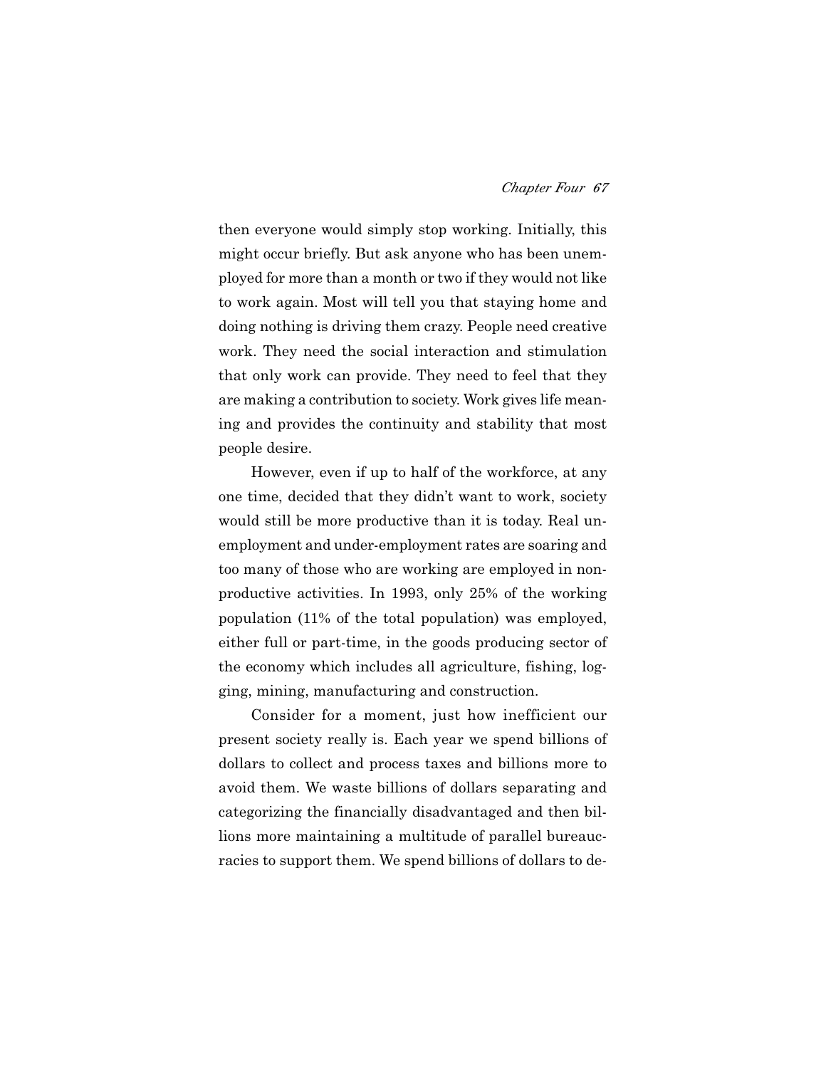then everyone would simply stop working. Initially, this might occur briefly. But ask anyone who has been unemployed for more than a month or two if they would not like to work again. Most will tell you that staying home and doing nothing is driving them crazy. People need creative work. They need the social interaction and stimulation that only work can provide. They need to feel that they are making a contribution to society. Work gives life meaning and provides the continuity and stability that most people desire.

However, even if up to half of the workforce, at any one time, decided that they didn't want to work, society would still be more productive than it is today. Real unemployment and under-employment rates are soaring and too many of those who are working are employed in non-productive activities. In 1993, only 25% of the working population (11% of the total population) was employed, either full or part-time, in the goods producing sector of the economy which includes all agriculture, fishing, logging, mining, manufacturing and construction.

Consider for a moment, just how inefficient our present society really is. Each year we spend billions of dollars to collect and process taxes and billions more to avoid them. We waste billions of dollars separating and categorizing the financially disadvantaged and then billions more maintaining a multitude of parallel bureaucracies to support them. We spend billions of dollars to de-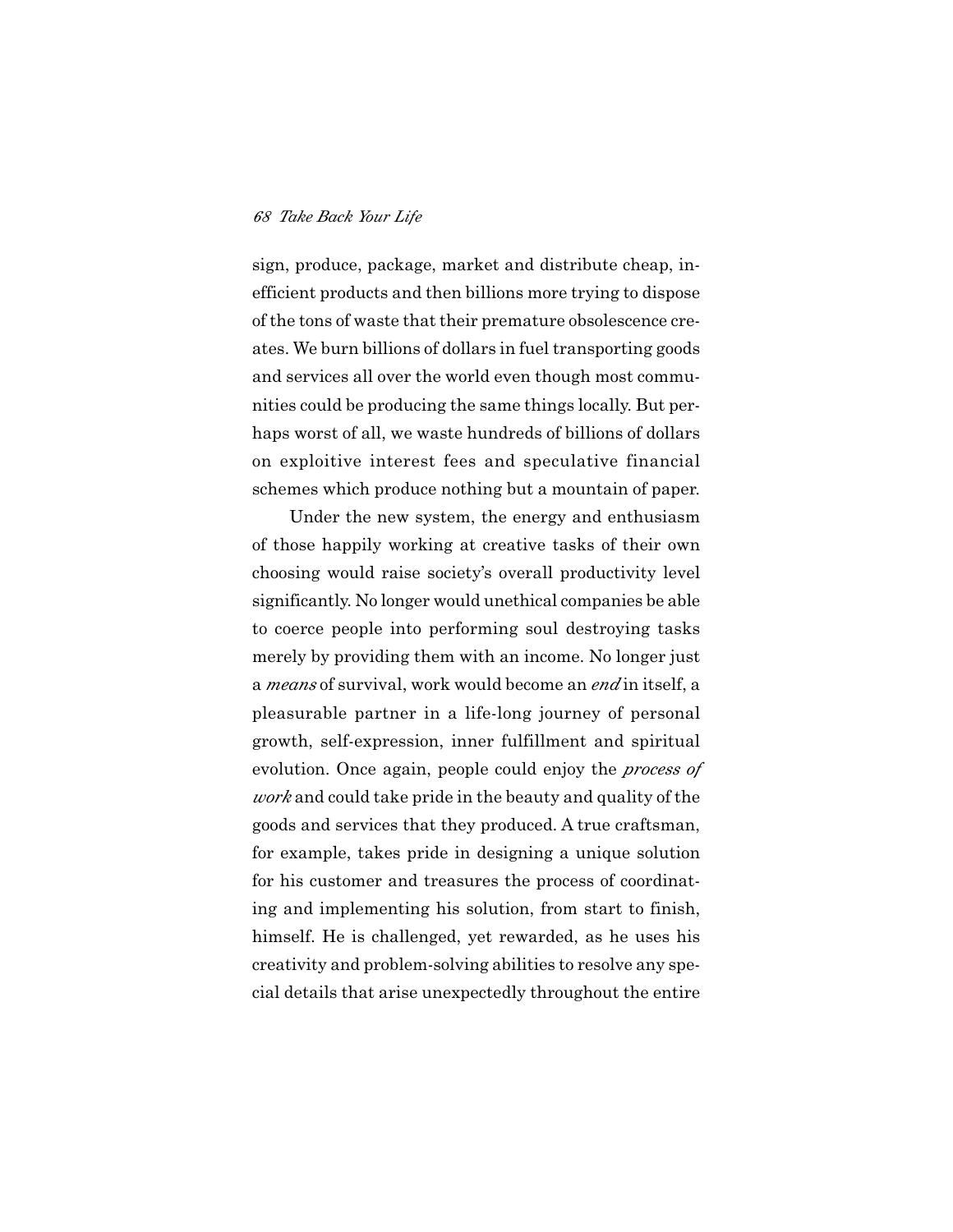sign, produce, package, market and distribute cheap, inefficient products and then billions more trying to dispose of the tons of waste that their premature obsolescence creates. We burn billions of dollars in fuel transporting goods and services all over the world even though most communities could be producing the same things locally. But perhaps worst of all, we waste hundreds of billions of dollars on exploitive interest fees and speculative financial schemes which produce nothing but a mountain of paper.

Under the new system, the energy and enthusiasm of those happily working at creative tasks of their own choosing would raise society's overall productivity level significantly. No longer would unethical companies be able to coerce people into performing soul destroying tasks merely by providing them with an income. No longer just a *means* of survival, work would become an *end* in itself, a pleasurable partner in a life-long journey of personal growth, self-expression, inner fulfillment and spiritual evolution. Once again, people could enjoy the *process of work* and could take pride in the beauty and quality of the goods and services that they produced. A true craftsman, for example, takes pride in designing a unique solution for his customer and treasures the process of coordinating and implementing his solution, from start to finish, himself. He is challenged, yet rewarded, as he uses his creativity and problem-solving abilities to resolve any special details that arise unexpectedly throughout the entire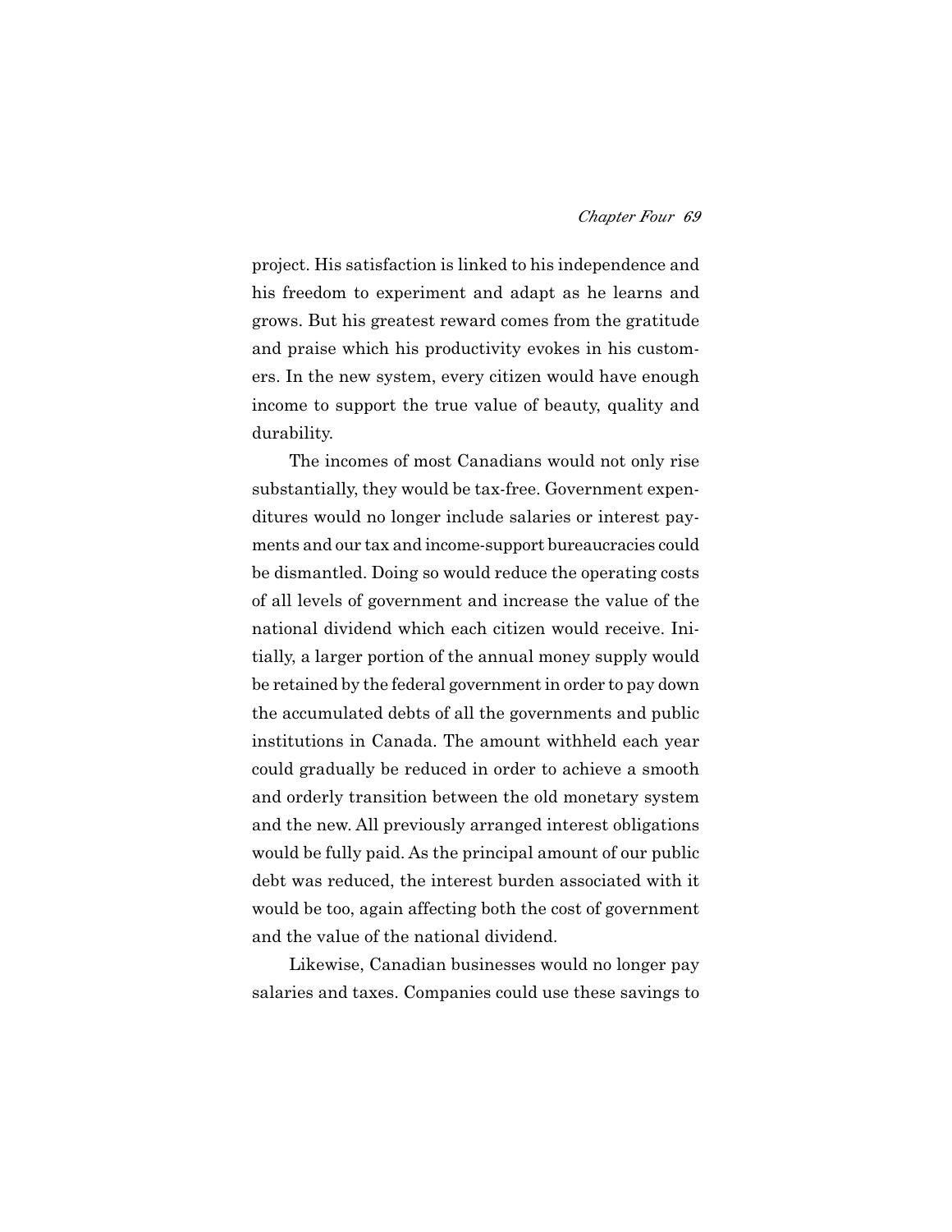project. His satisfaction is linked to his independence and his freedom to experiment and adapt as he learns and grows. But his greatest reward comes from the gratitude and praise which his productivity evokes in his customers. In the new system, every citizen would have enough income to support the true value of beauty, quality and durability.

The incomes of most Canadians would not only rise substantially, they would be tax-free. Government expenditures would no longer include salaries or interest payments and our tax and income-support bureaucracies could be dismantled. Doing so would reduce the operating costs of all levels of government and increase the value of the national dividend which each citizen would receive. Initially, a larger portion of the annual money supply would be retained by the federal government in order to pay down the accumulated debts of all the governments and public institutions in Canada. The amount withheld each year could gradually be reduced in order to achieve a smooth and orderly transition between the old monetary system and the new. All previously arranged interest obligations would be fully paid. As the principal amount of our public debt was reduced, the interest burden associated with it would be too, again affecting both the cost of government and the value of the national dividend.

Likewise, Canadian businesses would no longer pay salaries and taxes. Companies could use these savings to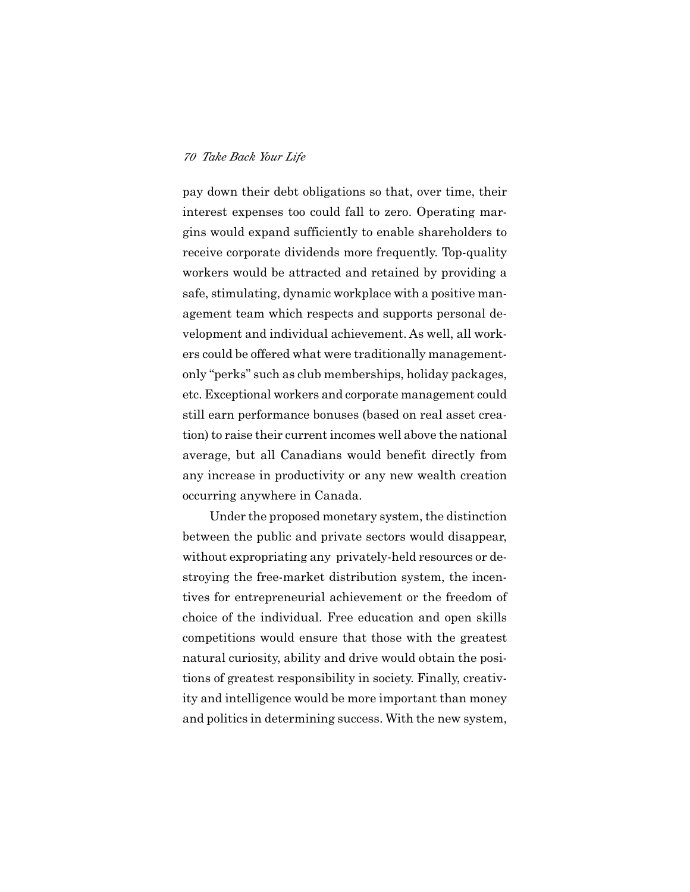pay down their debt obligations so that, over time, their interest expenses too could fall to zero. Operating margins would expand sufficiently to enable shareholders to receive corporate dividends more frequently. Top-quality workers would be attracted and retained by providing a safe, stimulating, dynamic workplace with a positive management team which respects and supports personal development and individual achievement. As well, all workers could be offered what were traditionally management-only "perks" such as club memberships, holiday packages, etc. Exceptional workers and corporate management could still earn performance bonuses (based on real asset creation) to raise their current incomes well above the national average, but all Canadians would benefit directly from any increase in productivity or any new wealth creation occurring anywhere in Canada.

Under the proposed monetary system, the distinction between the public and private sectors would disappear, without expropriating any privately-held resources or destroying the free-market distribution system, the incentives for entrepreneurial achievement or the freedom of choice of the individual. Free education and open skills competitions would ensure that those with the greatest natural curiosity, ability and drive would obtain the positions of greatest responsibility in society. Finally, creativity and intelligence would be more important than money and politics in determining success. With the new system,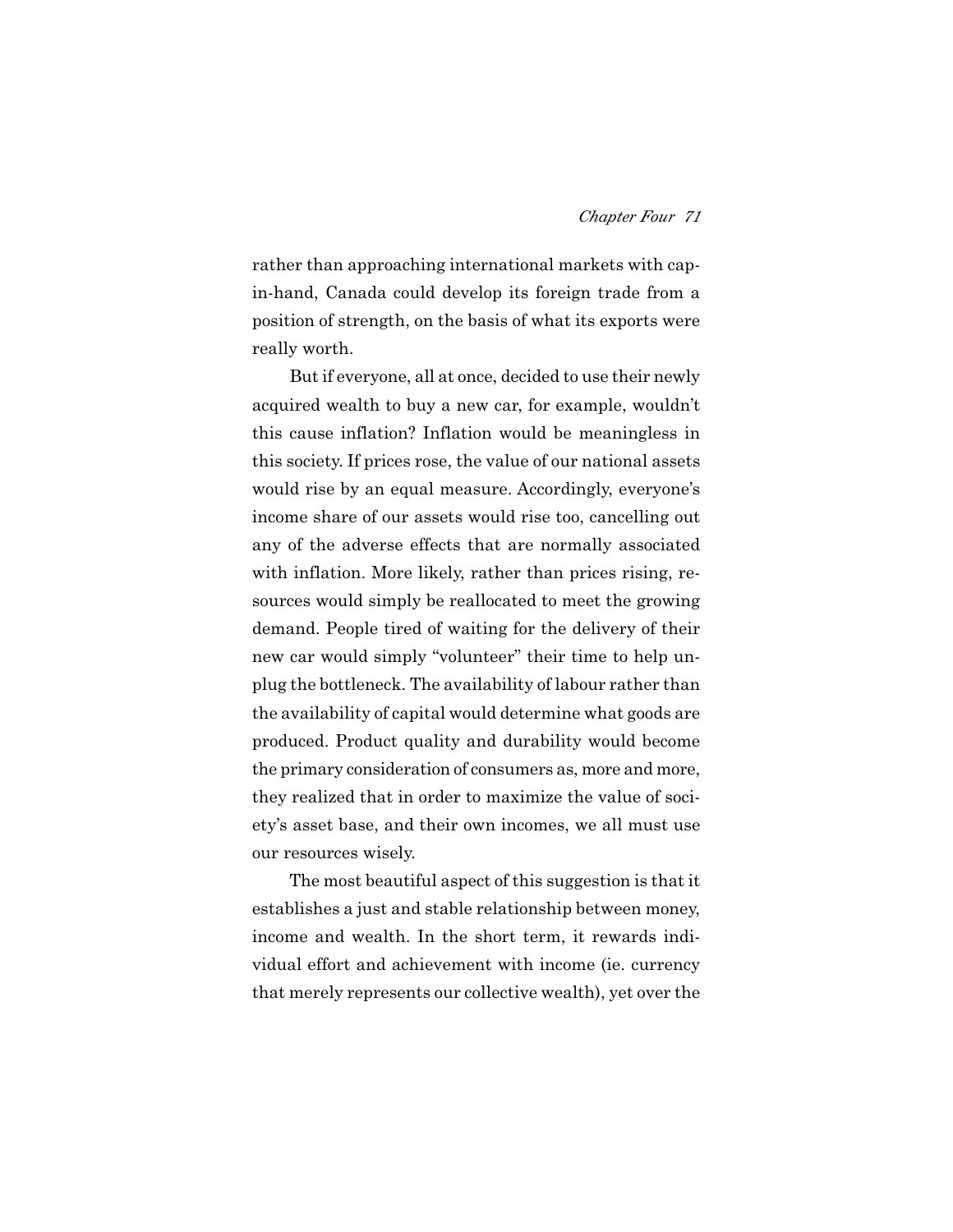rather than approaching international markets with cap-in-hand, Canada could develop its foreign trade from a position of strength, on the basis of what its exports were really worth.

But if everyone, all at once, decided to use their newly acquired wealth to buy a new car, for example, wouldn't this cause inflation? Inflation would be meaningless in this society. If prices rose, the value of our national assets would rise by an equal measure. Accordingly, everyone's income share of our assets would rise too, cancelling out any of the adverse effects that are normally associated with inflation. More likely, rather than prices rising, resources would simply be reallocated to meet the growing demand. People tired of waiting for the delivery of their new car would simply "volunteer" their time to help unplug the bottleneck. The availability of labour rather than the availability of capital would determine what goods are produced. Product quality and durability would become the primary consideration of consumers as, more and more, they realized that in order to maximize the value of society's asset base, and their own incomes, we all must use our resources wisely.

The most beautiful aspect of this suggestion is that it establishes a just and stable relationship between money, income and wealth. In the short term, it rewards individual effort and achievement with income (ie. currency that merely represents our collective wealth), yet over the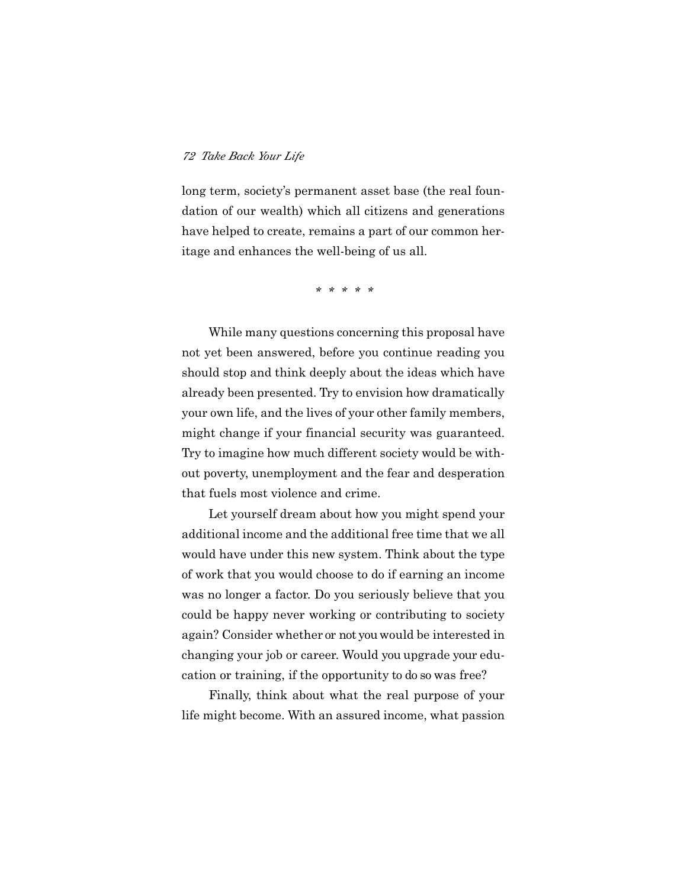long term, society's permanent asset base (the real foundation of our wealth) which all citizens and generations have helped to create, remains a part of our common heritage and enhances the well-being of us all.

* * * * *

While many questions concerning this proposal have not yet been answered, before you continue reading you should stop and think deeply about the ideas which have already been presented. Try to envision how dramatically your own life, and the lives of your other family members, might change if your financial security was guaranteed. Try to imagine how much different society would be without poverty, unemployment and the fear and desperation that fuels most violence and crime.

Let yourself dream about how you might spend your additional income and the additional free time that we all would have under this new system. Think about the type of work that you would choose to do if earning an income was no longer a factor. Do you seriously believe that you could be happy never working or contributing to society again? Consider whether or not you would be interested in changing your job or career. Would you upgrade your education or training, if the opportunity to do so was free?

Finally, think about what the real purpose of your life might become. With an assured income, what passion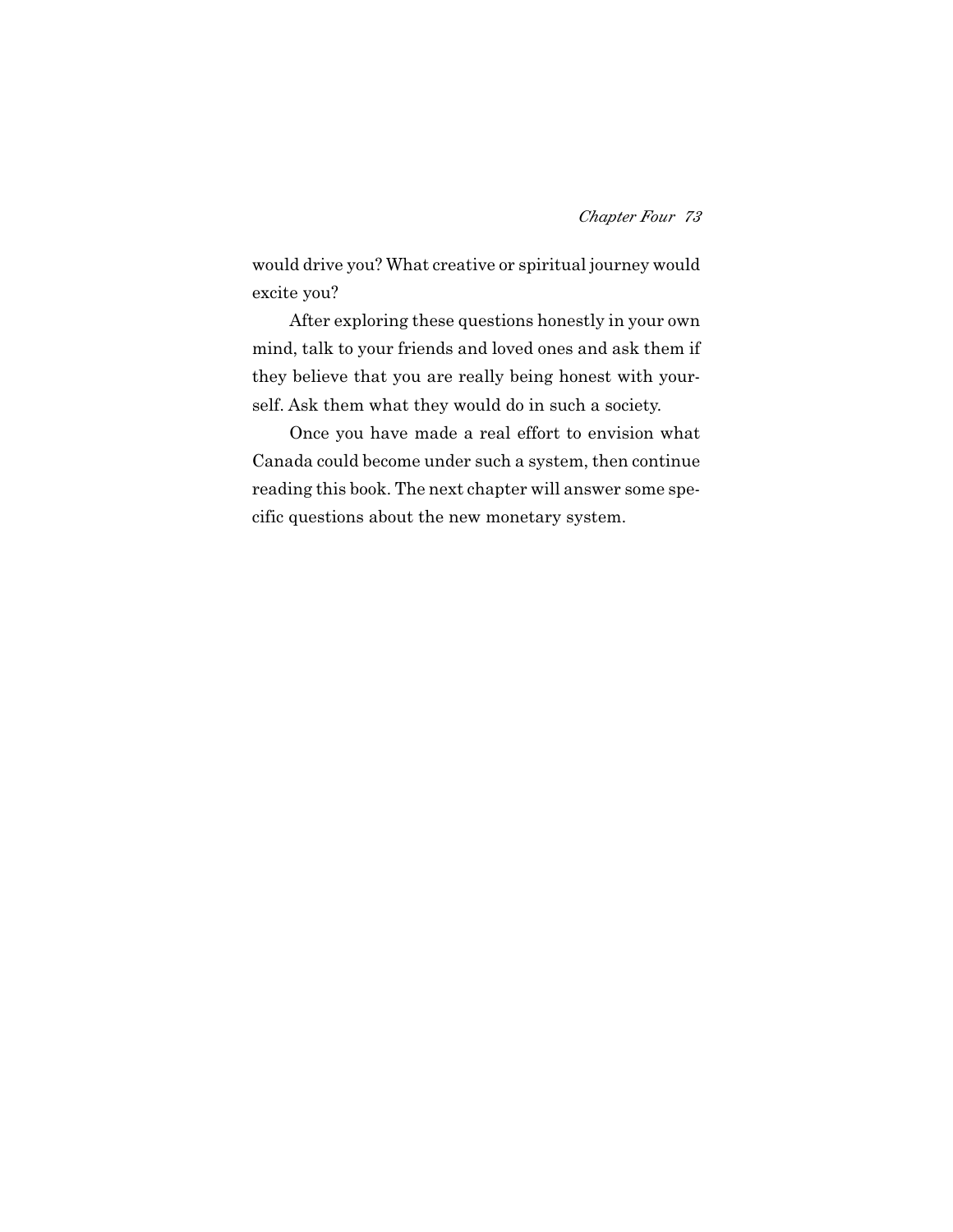would drive you? What creative or spiritual journey would excite you?

After exploring these questions honestly in your own mind, talk to your friends and loved ones and ask them if they believe that you are really being honest with yourself. Ask them what they would do in such a society.

Once you have made a real effort to envision what Canada could become under such a system, then continue reading this book. The next chapter will answer some specific questions about the new monetary system.